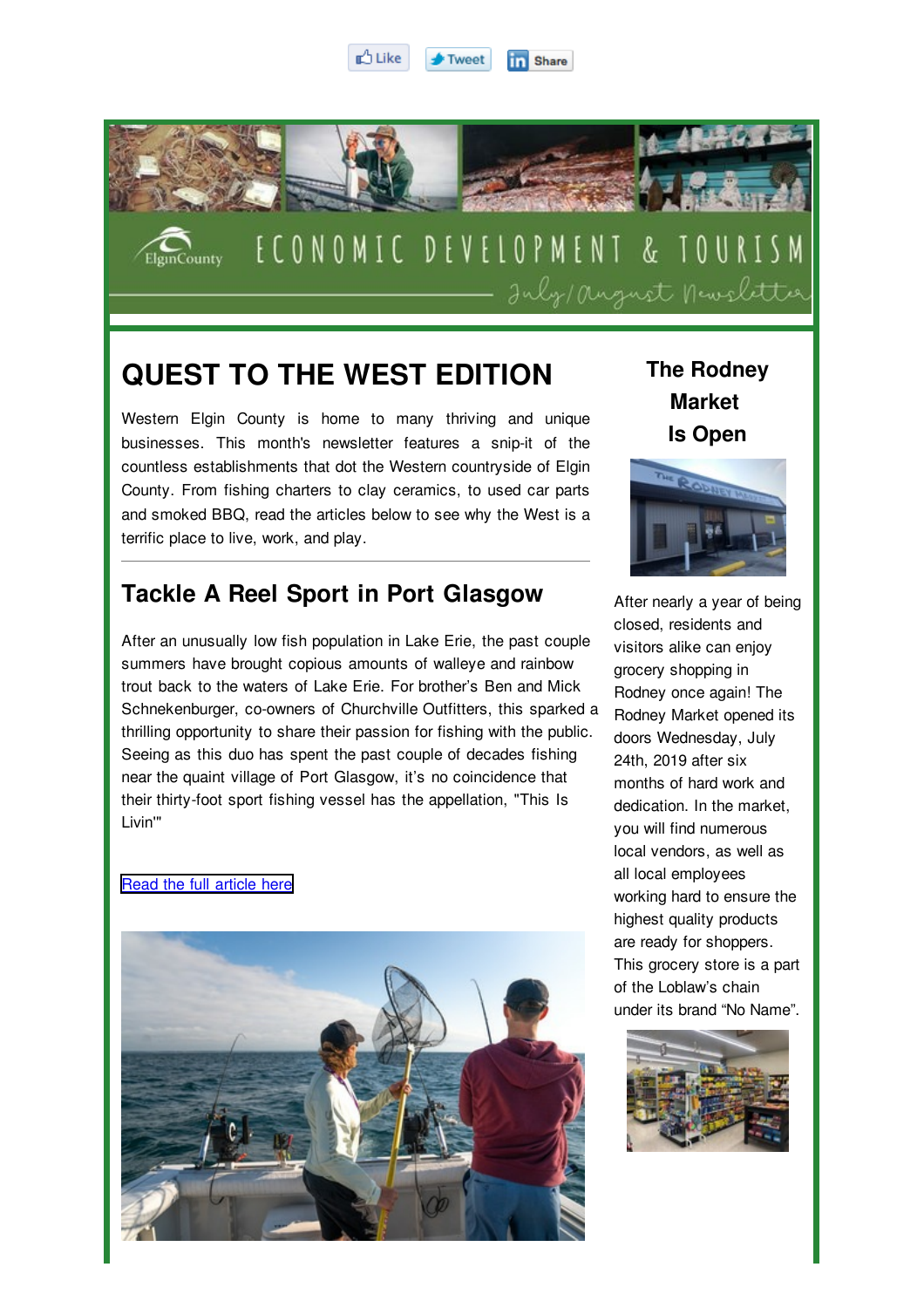Like Tweet Share

ECONOMIC DEVELOPMENT & TOURISM

July/August Newsletter

# QUEST TO THE WEST EDITION

Western Elgin County is home to many thriving and unique businesses. This month's newsletter features a snip-it of the countless establishments that dot the Western countryside of Elgin County. From fishing charters to clay ceramics, to used car parts and smoked BBQ, read the articles below to see why the West is a terrific place to live, work, and play.

---

## Tackle A Reel Sport in Port Glasgow

After an unusually low fish population in Lake Erie, the past couple summers have brought copious amounts of walleye and rainbow trout back to the waters of Lake Erie. For brother's Ben and Mick Schnekenburger, co-owners of Churchville Outfitters, this sparked a thrilling opportunity to share their passion for fishing with the public. Seeing as this duo has spent the past couple of decades fishing near the quaint village of Port Glasgow, it's no coincidence that their thirty-foot sport fishing vessel has the appellation, "This Is Livin'"

Read the full article here

## The Rodney Market Is Open

After nearly a year of being closed, residents and visitors alike can enjoy grocery shopping in Rodney once again! The Rodney Market opened its doors Wednesday, July 24th, 2019 after six months of hard work and dedication. In the market, you will find numerous local vendors, as well as all local employees working hard to ensure the highest quality products are ready for shoppers. This grocery store is a part of the Loblaw's chain under its brand "No Name".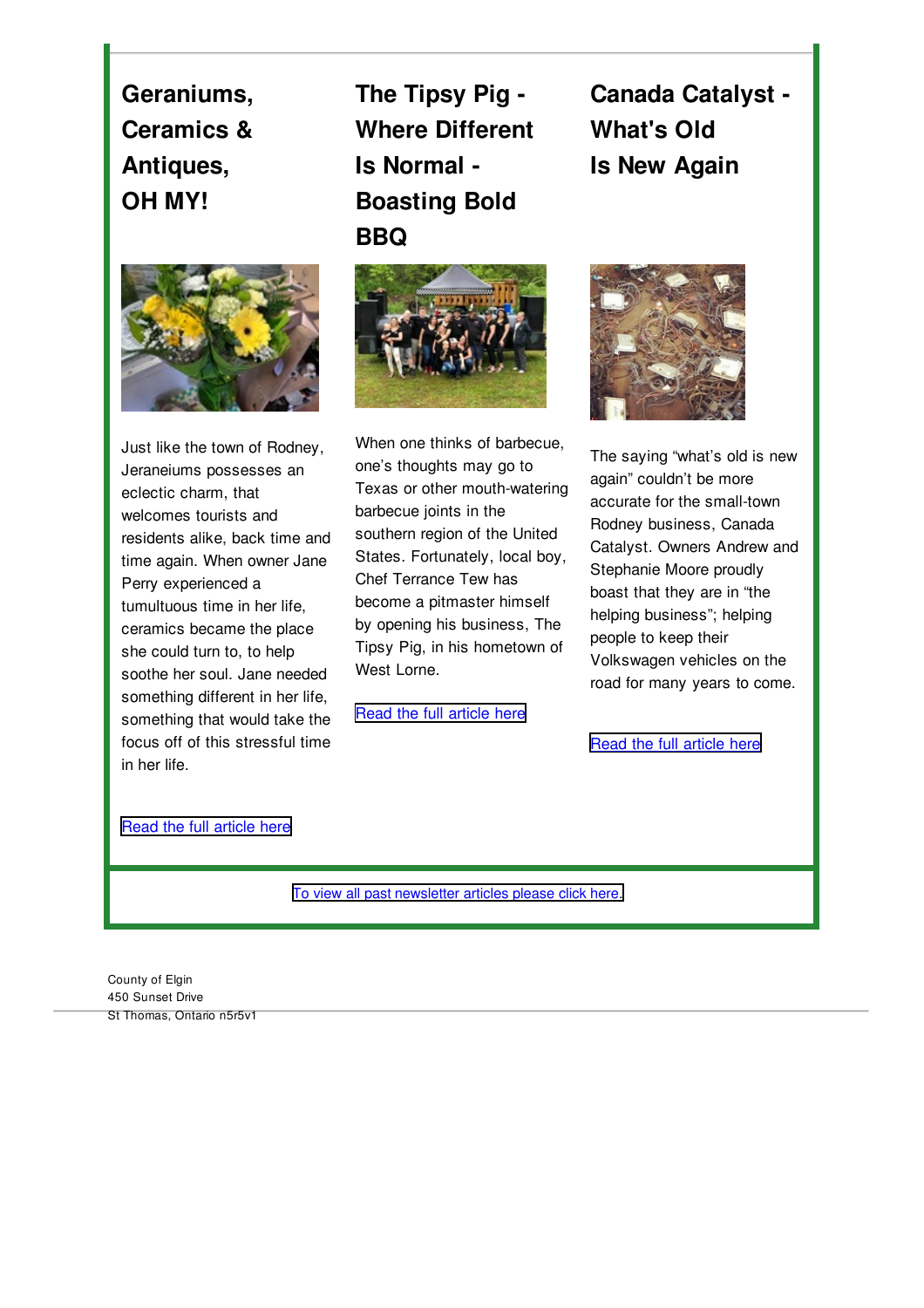## Geraniums, Ceramics & Antiques, OH MY!

Just like the town of Rodney, Jeraneiums possesses an eclectic charm, that welcomes tourists and residents alike, back time and time again. When owner Jane Perry experienced a tumultuous time in her life, ceramics became the place she could turn to, to help soothe her soul. Jane needed something different in her life, something that would take the focus off of this stressful time in her life.

Read the full article here

## The Tipsy Pig - Where Different Is Normal - Boasting Bold BBQ

When one thinks of barbecue, one's thoughts may go to Texas or other mouth-watering barbecue joints in the southern region of the United States. Fortunately, local boy, Chef Terrance Tew has become a pitmaster himself by opening his business, The Tipsy Pig, in his hometown of West Lorne.

Read the full article here

## Canada Catalyst - What's Old Is New Again

The saying "what's old is new again" couldn't be more accurate for the small-town Rodney business, Canada Catalyst. Owners Andrew and Stephanie Moore proudly boast that they are in "the helping business"; helping people to keep their Volkswagen vehicles on the road for many years to come.

Read the full article here

To view all past newsletter articles please click here.

County of Elgin
450 Sunset Drive
St Thomas, Ontario n5r5v1